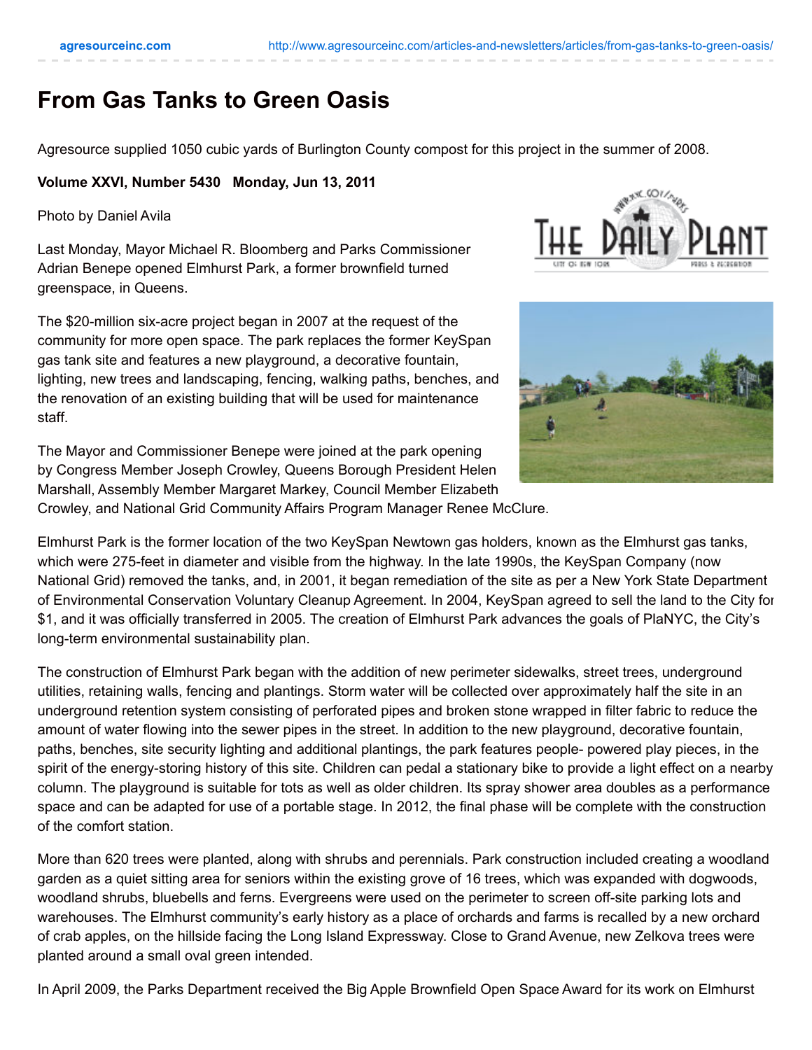# From Gas Tanks to Green Oasis

Agresource supplied 1050 cubic yards of Burlington County compost for this project in the summer of 2008.

**Volume XXVI, Number 5430 Monday, Jun 13, 2011**

Photo by Daniel Avila

Last Monday, Mayor Michael R. Bloomberg and Parks Commissioner Adrian Benepe opened Elmhurst Park, a former brownfield turned greenspace, in Queens.

The $20-million six-acre project began in 2007 at the request of the community for more open space. The park replaces the former KeySpan gas tank site and features a new playground, a decorative fountain, lighting, new trees and landscaping, fencing, walking paths, benches, and the renovation of an existing building that will be used for maintenance staff.

The Mayor and Commissioner Benepe were joined at the park opening by Congress Member Joseph Crowley, Queens Borough President Helen Marshall, Assembly Member Margaret Markey, Council Member Elizabeth Crowley, and National Grid Community Affairs Program Manager Renee McClure.

Elmhurst Park is the former location of the two KeySpan Newtown gas holders, known as the Elmhurst gas tanks, which were 275-feet in diameter and visible from the highway. In the late 1990s, the KeySpan Company (now National Grid) removed the tanks, and, in 2001, it began remediation of the site as per a New York State Department of Environmental Conservation Voluntary Cleanup Agreement. In 2004, KeySpan agreed to sell the land to the City for $1, and it was officially transferred in 2005. The creation of Elmhurst Park advances the goals of PlaNYC, the City's long-term environmental sustainability plan.

The construction of Elmhurst Park began with the addition of new perimeter sidewalks, street trees, underground utilities, retaining walls, fencing and plantings. Storm water will be collected over approximately half the site in an underground retention system consisting of perforated pipes and broken stone wrapped in filter fabric to reduce the amount of water flowing into the sewer pipes in the street. In addition to the new playground, decorative fountain, paths, benches, site security lighting and additional plantings, the park features people- powered play pieces, in the spirit of the energy-storing history of this site. Children can pedal a stationary bike to provide a light effect on a nearby column. The playground is suitable for tots as well as older children. Its spray shower area doubles as a performance space and can be adapted for use of a portable stage. In 2012, the final phase will be complete with the construction of the comfort station.

More than 620 trees were planted, along with shrubs and perennials. Park construction included creating a woodland garden as a quiet sitting area for seniors within the existing grove of 16 trees, which was expanded with dogwoods, woodland shrubs, bluebells and ferns. Evergreens were used on the perimeter to screen off-site parking lots and warehouses. The Elmhurst community's early history as a place of orchards and farms is recalled by a new orchard of crab apples, on the hillside facing the Long Island Expressway. Close to Grand Avenue, new Zelkova trees were planted around a small oval green intended.

In April 2009, the Parks Department received the Big Apple Brownfield Open Space Award for its work on Elmhurst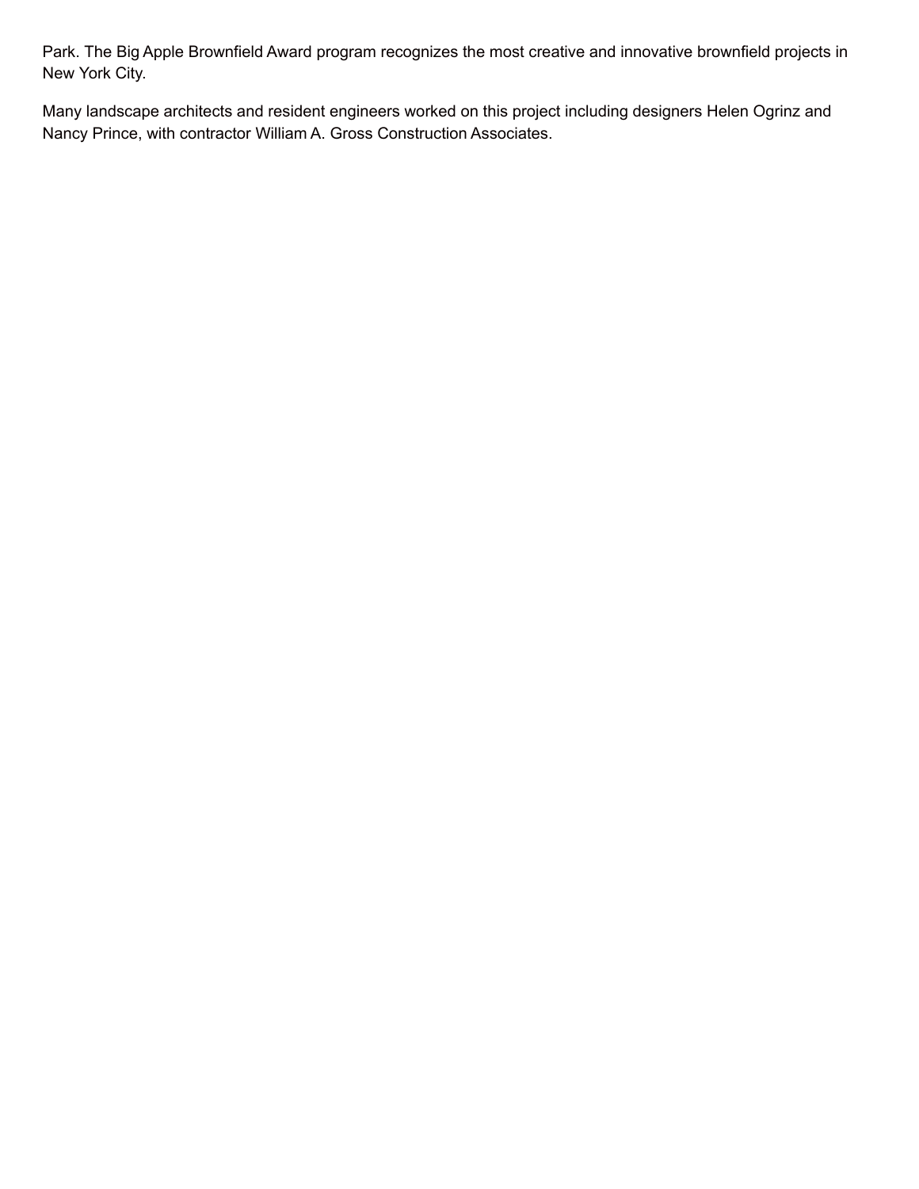Park. The Big Apple Brownfield Award program recognizes the most creative and innovative brownfield projects in New York City.

Many landscape architects and resident engineers worked on this project including designers Helen Ogrinz and Nancy Prince, with contractor William A. Gross Construction Associates.